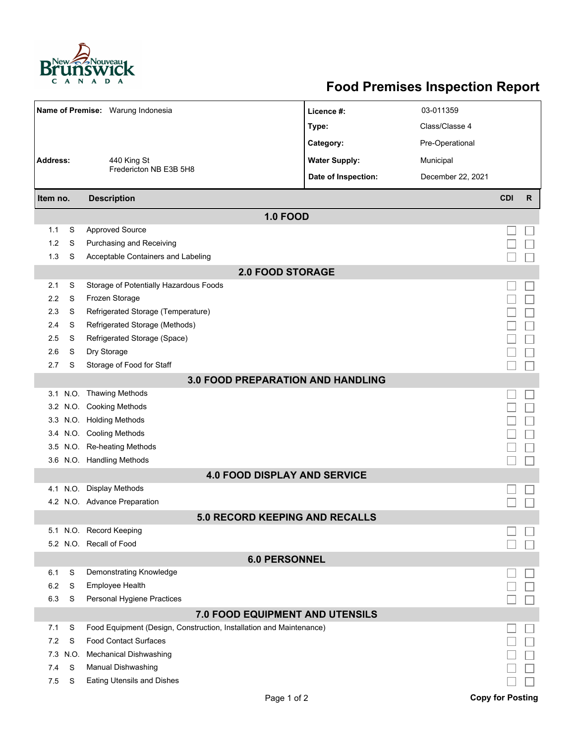# Food Premises Inspection Report

| | | | |
|---|---|---|---|
| **Name of Premise:** | Warung Indonesia | **Licence #:** | 03-011359 |
| | | **Type:** | Class/Classe 4 |
| | | **Category:** | Pre-Operational |
| **Address:** | 440 King St<br>Fredericton NB E3B 5H8 | **Water Supply:** | Municipal |
| | | **Date of Inspection:** | December 22, 2021 |

| Item no. | | Description | CDI | R |
|---|---|---|---|---|
| **1.0 FOOD** | | | | |
| 1.1 | S | Approved Source | ☐ | ☐ |
| 1.2 | S | Purchasing and Receiving | ☐ | ☐ |
| 1.3 | S | Acceptable Containers and Labeling | ☐ | ☐ |
| **2.0 FOOD STORAGE** | | | | |
| 2.1 | S | Storage of Potentially Hazardous Foods | ☐ | ☐ |
| 2.2 | S | Frozen Storage | ☐ | ☐ |
| 2.3 | S | Refrigerated Storage (Temperature) | ☐ | ☐ |
| 2.4 | S | Refrigerated Storage (Methods) | ☐ | ☐ |
| 2.5 | S | Refrigerated Storage (Space) | ☐ | ☐ |
| 2.6 | S | Dry Storage | ☐ | ☐ |
| 2.7 | S | Storage of Food for Staff | ☐ | ☐ |
| **3.0 FOOD PREPARATION AND HANDLING** | | | | |
| 3.1 | N.O. | Thawing Methods | ☐ | ☐ |
| 3.2 | N.O. | Cooking Methods | ☐ | ☐ |
| 3.3 | N.O. | Holding Methods | ☐ | ☐ |
| 3.4 | N.O. | Cooling Methods | ☐ | ☐ |
| 3.5 | N.O. | Re-heating Methods | ☐ | ☐ |
| 3.6 | N.O. | Handling Methods | ☐ | ☐ |
| **4.0 FOOD DISPLAY AND SERVICE** | | | | |
| 4.1 | N.O. | Display Methods | ☐ | ☐ |
| 4.2 | N.O. | Advance Preparation | ☐ | ☐ |
| **5.0 RECORD KEEPING AND RECALLS** | | | | |
| 5.1 | N.O. | Record Keeping | ☐ | ☐ |
| 5.2 | N.O. | Recall of Food | ☐ | ☐ |
| **6.0 PERSONNEL** | | | | |
| 6.1 | S | Demonstrating Knowledge | ☐ | ☐ |
| 6.2 | S | Employee Health | ☐ | ☐ |
| 6.3 | S | Personal Hygiene Practices | ☐ | ☐ |
| **7.0 FOOD EQUIPMENT AND UTENSILS** | | | | |
| 7.1 | S | Food Equipment (Design, Construction, Installation and Maintenance) | ☐ | ☐ |
| 7.2 | S | Food Contact Surfaces | ☐ | ☐ |
| 7.3 | N.O. | Mechanical Dishwashing | ☐ | ☐ |
| 7.4 | S | Manual Dishwashing | ☐ | ☐ |
| 7.5 | S | Eating Utensils and Dishes | ☐ | ☐ |

**Copy for Posting**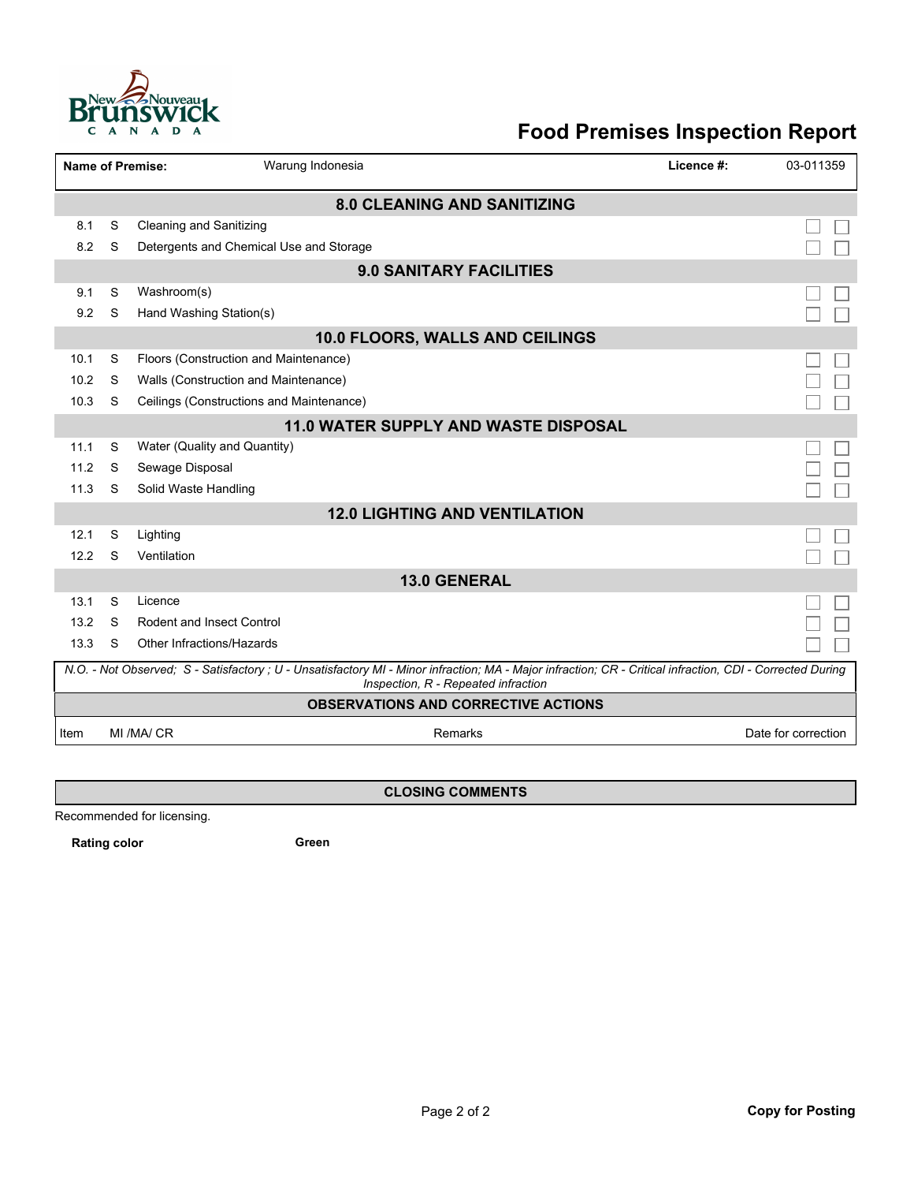# Food Premises Inspection Report

| **Name of Premise:** | Warung Indonesia | **Licence #:** | 03-011359 |
|---|---|---|---|

| | | | | |
|---|---|---|---|---|
| **8.0 CLEANING AND SANITIZING** | | | | |
| 8.1 | S | Cleaning and Sanitizing | ☐ | ☐ |
| 8.2 | S | Detergents and Chemical Use and Storage | ☐ | ☐ |
| **9.0 SANITARY FACILITIES** | | | | |
| 9.1 | S | Washroom(s) | ☐ | ☐ |
| 9.2 | S | Hand Washing Station(s) | ☐ | ☐ |
| **10.0 FLOORS, WALLS AND CEILINGS** | | | | |
| 10.1 | S | Floors (Construction and Maintenance) | ☐ | ☐ |
| 10.2 | S | Walls (Construction and Maintenance) | ☐ | ☐ |
| 10.3 | S | Ceilings (Constructions and Maintenance) | ☐ | ☐ |
| **11.0 WATER SUPPLY AND WASTE DISPOSAL** | | | | |
| 11.1 | S | Water (Quality and Quantity) | ☐ | ☐ |
| 11.2 | S | Sewage Disposal | ☐ | ☐ |
| 11.3 | S | Solid Waste Handling | ☐ | ☐ |
| **12.0 LIGHTING AND VENTILATION** | | | | |
| 12.1 | S | Lighting | ☐ | ☐ |
| 12.2 | S | Ventilation | ☐ | ☐ |
| **13.0 GENERAL** | | | | |
| 13.1 | S | Licence | ☐ | ☐ |
| 13.2 | S | Rodent and Insect Control | ☐ | ☐ |
| 13.3 | S | Other Infractions/Hazards | ☐ | ☐ |

*N.O. - Not Observed; S - Satisfactory ; U - Unsatisfactory MI - Minor infraction; MA - Major infraction; CR - Critical infraction, CDI - Corrected During Inspection, R - Repeated infraction*

## OBSERVATIONS AND CORRECTIVE ACTIONS

| Item | MI /MA/ CR | Remarks | Date for correction |
|---|---|---|---|

## CLOSING COMMENTS

Recommended for licensing.

**Rating color** **Green**

**Copy for Posting**